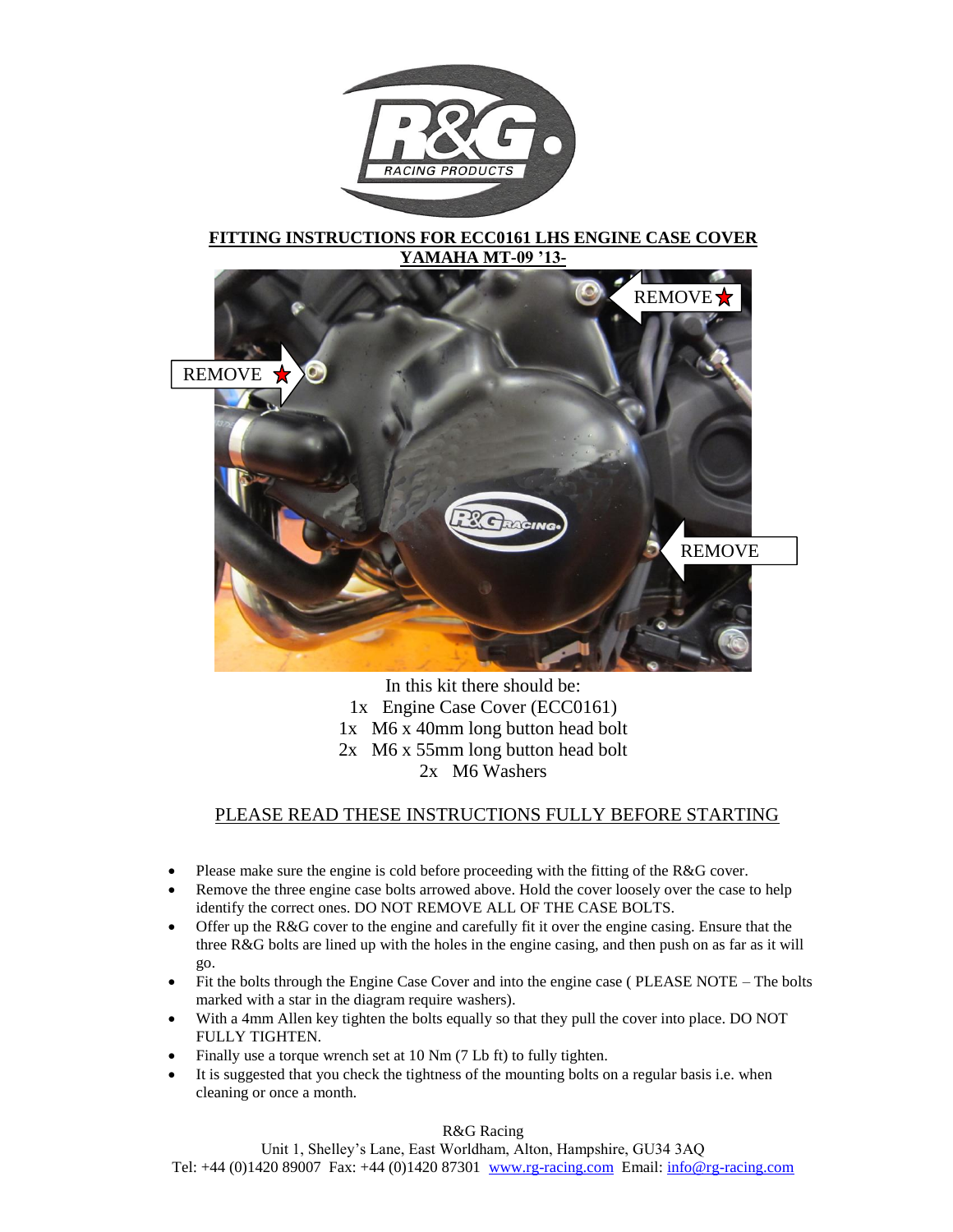**FITTING INSTRUCTIONS FOR ECC0161 LHS ENGINE CASE COVER**
**YAMAHA MT-09 '13-**

REMOVE ★

REMOVE ★

REMOVE

In this kit there should be:
1x Engine Case Cover (ECC0161)
1x M6 x 40mm long button head bolt
2x M6 x 55mm long button head bolt
2x M6 Washers

PLEASE READ THESE INSTRUCTIONS FULLY BEFORE STARTING

- Please make sure the engine is cold before proceeding with the fitting of the R&G cover.
- Remove the three engine case bolts arrowed above. Hold the cover loosely over the case to help identify the correct ones. DO NOT REMOVE ALL OF THE CASE BOLTS.
- Offer up the R&G cover to the engine and carefully fit it over the engine casing. Ensure that the three R&G bolts are lined up with the holes in the engine casing, and then push on as far as it will go.
- Fit the bolts through the Engine Case Cover and into the engine case ( PLEASE NOTE – The bolts marked with a star in the diagram require washers).
- With a 4mm Allen key tighten the bolts equally so that they pull the cover into place. DO NOT FULLY TIGHTEN.
- Finally use a torque wrench set at 10 Nm (7 Lb ft) to fully tighten.
- It is suggested that you check the tightness of the mounting bolts on a regular basis i.e. when cleaning or once a month.

R&G Racing
Unit 1, Shelley's Lane, East Worldham, Alton, Hampshire, GU34 3AQ
Tel: +44 (0)1420 89007 Fax: +44 (0)1420 87301 www.rg-racing.com Email: info@rg-racing.com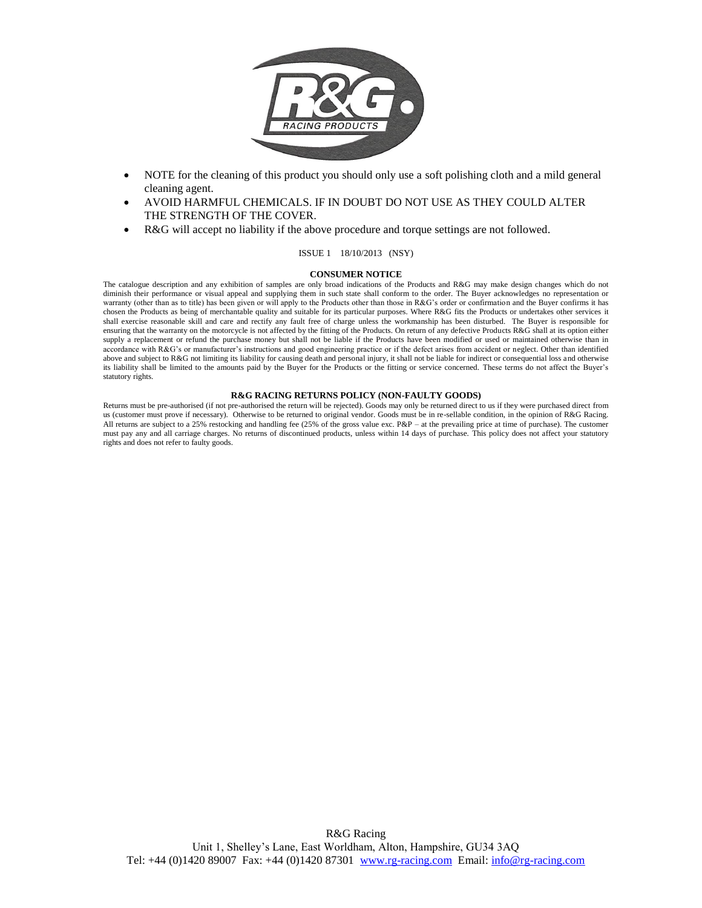- NOTE for the cleaning of this product you should only use a soft polishing cloth and a mild general cleaning agent.
- AVOID HARMFUL CHEMICALS. IF IN DOUBT DO NOT USE AS THEY COULD ALTER THE STRENGTH OF THE COVER.
- R&G will accept no liability if the above procedure and torque settings are not followed.

ISSUE 1 18/10/2013 (NSY)

**CONSUMER NOTICE**

The catalogue description and any exhibition of samples are only broad indications of the Products and R&G may make design changes which do not diminish their performance or visual appeal and supplying them in such state shall conform to the order. The Buyer acknowledges no representation or warranty (other than as to title) has been given or will apply to the Products other than those in R&G's order or confirmation and the Buyer confirms it has chosen the Products as being of merchantable quality and suitable for its particular purposes. Where R&G fits the Products or undertakes other services it shall exercise reasonable skill and care and rectify any fault free of charge unless the workmanship has been disturbed. The Buyer is responsible for ensuring that the warranty on the motorcycle is not affected by the fitting of the Products. On return of any defective Products R&G shall at its option either supply a replacement or refund the purchase money but shall not be liable if the Products have been modified or used or maintained otherwise than in accordance with R&G's or manufacturer's instructions and good engineering practice or if the defect arises from accident or neglect. Other than identified above and subject to R&G not limiting its liability for causing death and personal injury, it shall not be liable for indirect or consequential loss and otherwise its liability shall be limited to the amounts paid by the Buyer for the Products or the fitting or service concerned. These terms do not affect the Buyer's statutory rights.

**R&G RACING RETURNS POLICY (NON-FAULTY GOODS)**

Returns must be pre-authorised (if not pre-authorised the return will be rejected). Goods may only be returned direct to us if they were purchased direct from us (customer must prove if necessary). Otherwise to be returned to original vendor. Goods must be in re-sellable condition, in the opinion of R&G Racing. All returns are subject to a 25% restocking and handling fee (25% of the gross value exc. P&P – at the prevailing price at time of purchase). The customer must pay any and all carriage charges. No returns of discontinued products, unless within 14 days of purchase. This policy does not affect your statutory rights and does not refer to faulty goods.

R&G Racing
Unit 1, Shelley's Lane, East Worldham, Alton, Hampshire, GU34 3AQ
Tel: +44 (0)1420 89007 Fax: +44 (0)1420 87301 www.rg-racing.com Email: info@rg-racing.com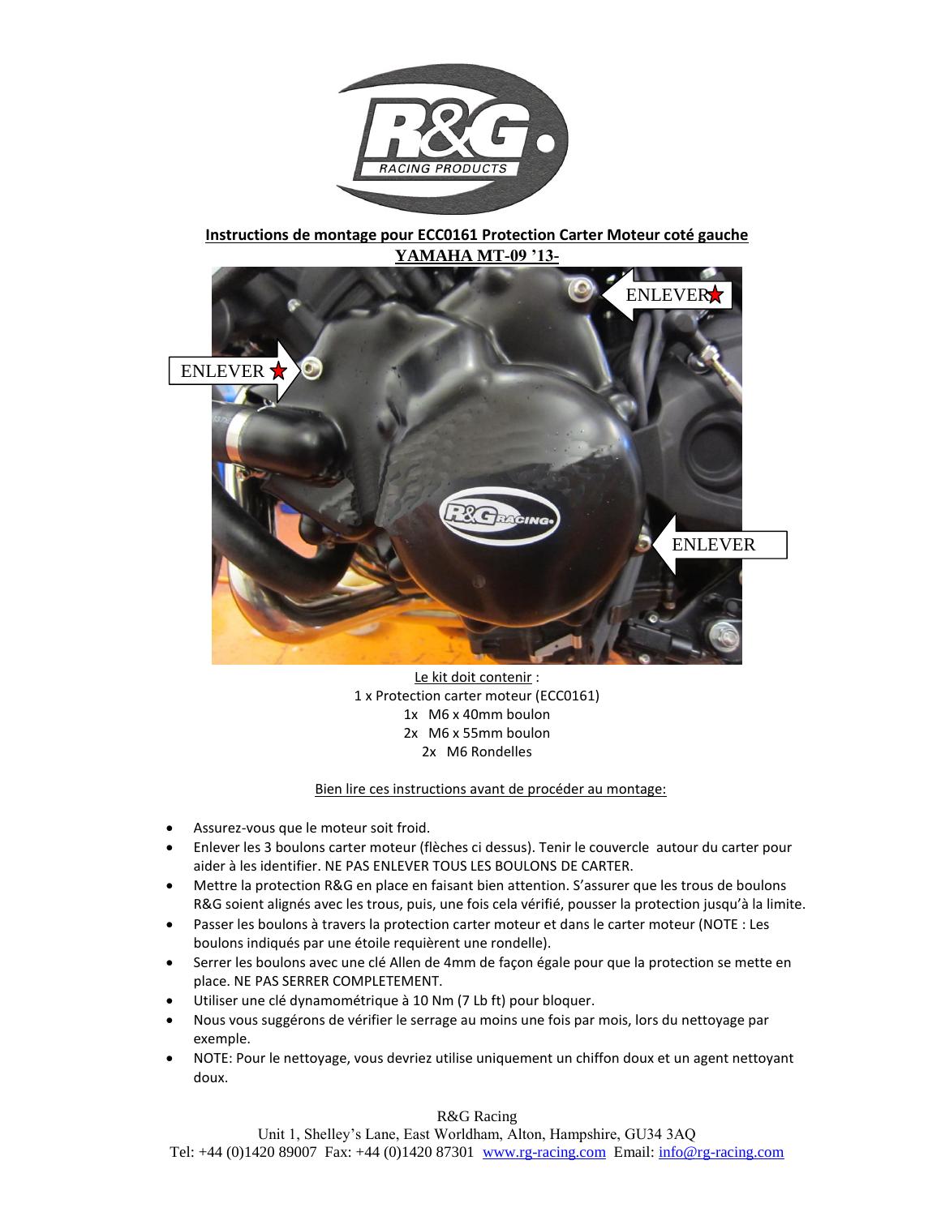**Instructions de montage pour ECC0161 Protection Carter Moteur coté gauche**

**YAMAHA MT-09 '13-**

ENLEVER ★

ENLEVER ★

ENLEVER

Le kit doit contenir :

1 x Protection carter moteur (ECC0161)

1x M6 x 40mm boulon

2x M6 x 55mm boulon

2x M6 Rondelles

Bien lire ces instructions avant de procéder au montage:

- Assurez-vous que le moteur soit froid.
- Enlever les 3 boulons carter moteur (flèches ci dessus). Tenir le couvercle autour du carter pour aider à les identifier. NE PAS ENLEVER TOUS LES BOULONS DE CARTER.
- Mettre la protection R&G en place en faisant bien attention. S'assurer que les trous de boulons R&G soient alignés avec les trous, puis, une fois cela vérifié, pousser la protection jusqu'à la limite.
- Passer les boulons à travers la protection carter moteur et dans le carter moteur (NOTE : Les boulons indiqués par une étoile requièrent une rondelle).
- Serrer les boulons avec une clé Allen de 4mm de façon égale pour que la protection se mette en place. NE PAS SERRER COMPLETEMENT.
- Utiliser une clé dynamométrique à 10 Nm (7 Lb ft) pour bloquer.
- Nous vous suggérons de vérifier le serrage au moins une fois par mois, lors du nettoyage par exemple.
- NOTE: Pour le nettoyage, vous devriez utilise uniquement un chiffon doux et un agent nettoyant doux.

R&G Racing

Unit 1, Shelley's Lane, East Worldham, Alton, Hampshire, GU34 3AQ

Tel: +44 (0)1420 89007 Fax: +44 (0)1420 87301 www.rg-racing.com Email: info@rg-racing.com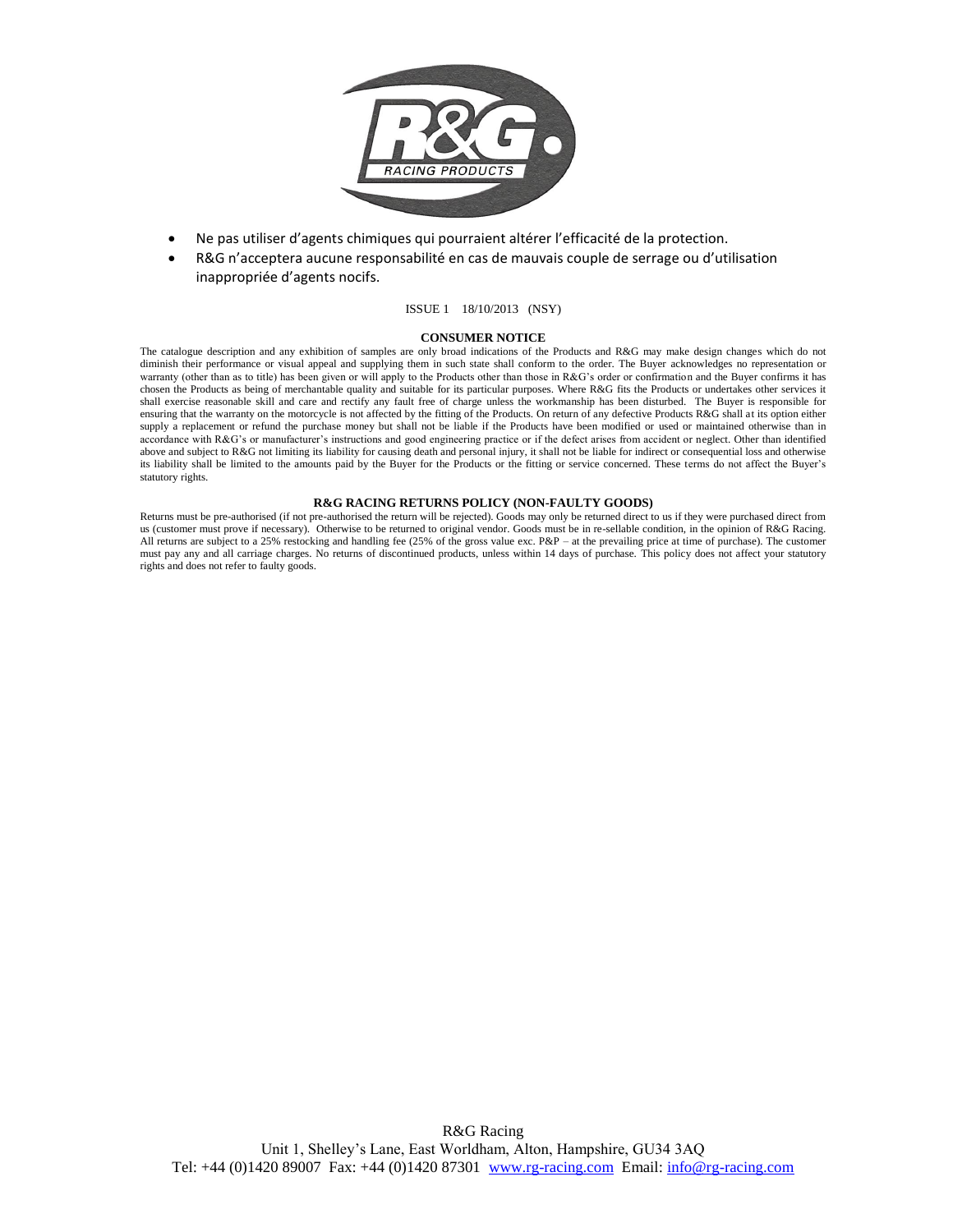- Ne pas utiliser d'agents chimiques qui pourraient altérer l'efficacité de la protection.
- R&G n'acceptera aucune responsabilité en cas de mauvais couple de serrage ou d'utilisation inappropriée d'agents nocifs.

ISSUE 1 18/10/2013 (NSY)

**CONSUMER NOTICE**

The catalogue description and any exhibition of samples are only broad indications of the Products and R&G may make design changes which do not diminish their performance or visual appeal and supplying them in such state shall conform to the order. The Buyer acknowledges no representation or warranty (other than as to title) has been given or will apply to the Products other than those in R&G's order or confirmation and the Buyer confirms it has chosen the Products as being of merchantable quality and suitable for its particular purposes. Where R&G fits the Products or undertakes other services it shall exercise reasonable skill and care and rectify any fault free of charge unless the workmanship has been disturbed. The Buyer is responsible for ensuring that the warranty on the motorcycle is not affected by the fitting of the Products. On return of any defective Products R&G shall at its option either supply a replacement or refund the purchase money but shall not be liable if the Products have been modified or used or maintained otherwise than in accordance with R&G's or manufacturer's instructions and good engineering practice or if the defect arises from accident or neglect. Other than identified above and subject to R&G not limiting its liability for causing death and personal injury, it shall not be liable for indirect or consequential loss and otherwise its liability shall be limited to the amounts paid by the Buyer for the Products or the fitting or service concerned. These terms do not affect the Buyer's statutory rights.

**R&G RACING RETURNS POLICY (NON-FAULTY GOODS)**

Returns must be pre-authorised (if not pre-authorised the return will be rejected). Goods may only be returned direct to us if they were purchased direct from us (customer must prove if necessary). Otherwise to be returned to original vendor. Goods must be in re-sellable condition, in the opinion of R&G Racing. All returns are subject to a 25% restocking and handling fee (25% of the gross value exc. P&P – at the prevailing price at time of purchase). The customer must pay any and all carriage charges. No returns of discontinued products, unless within 14 days of purchase. This policy does not affect your statutory rights and does not refer to faulty goods.

R&G Racing
Unit 1, Shelley's Lane, East Worldham, Alton, Hampshire, GU34 3AQ
Tel: +44 (0)1420 89007 Fax: +44 (0)1420 87301 www.rg-racing.com Email: info@rg-racing.com